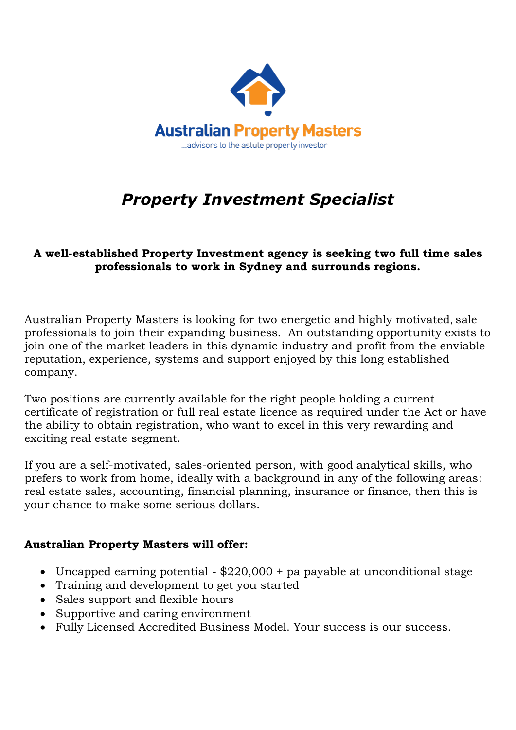Australian Property Masters

...advisors to the astute property investor

# *Property Investment Specialist*

**A well-established Property Investment agency is seeking two full time sales professionals to work in Sydney and surrounds regions.**

Australian Property Masters is looking for two energetic and highly motivated, sale professionals to join their expanding business. An outstanding opportunity exists to join one of the market leaders in this dynamic industry and profit from the enviable reputation, experience, systems and support enjoyed by this long established company.

Two positions are currently available for the right people holding a current certificate of registration or full real estate licence as required under the Act or have the ability to obtain registration, who want to excel in this very rewarding and exciting real estate segment.

If you are a self-motivated, sales-oriented person, with good analytical skills, who prefers to work from home, ideally with a background in any of the following areas: real estate sales, accounting, financial planning, insurance or finance, then this is your chance to make some serious dollars.

**Australian Property Masters will offer:**

- Uncapped earning potential - $220,000 + pa payable at unconditional stage
- Training and development to get you started
- Sales support and flexible hours
- Supportive and caring environment
- Fully Licensed Accredited Business Model. Your success is our success.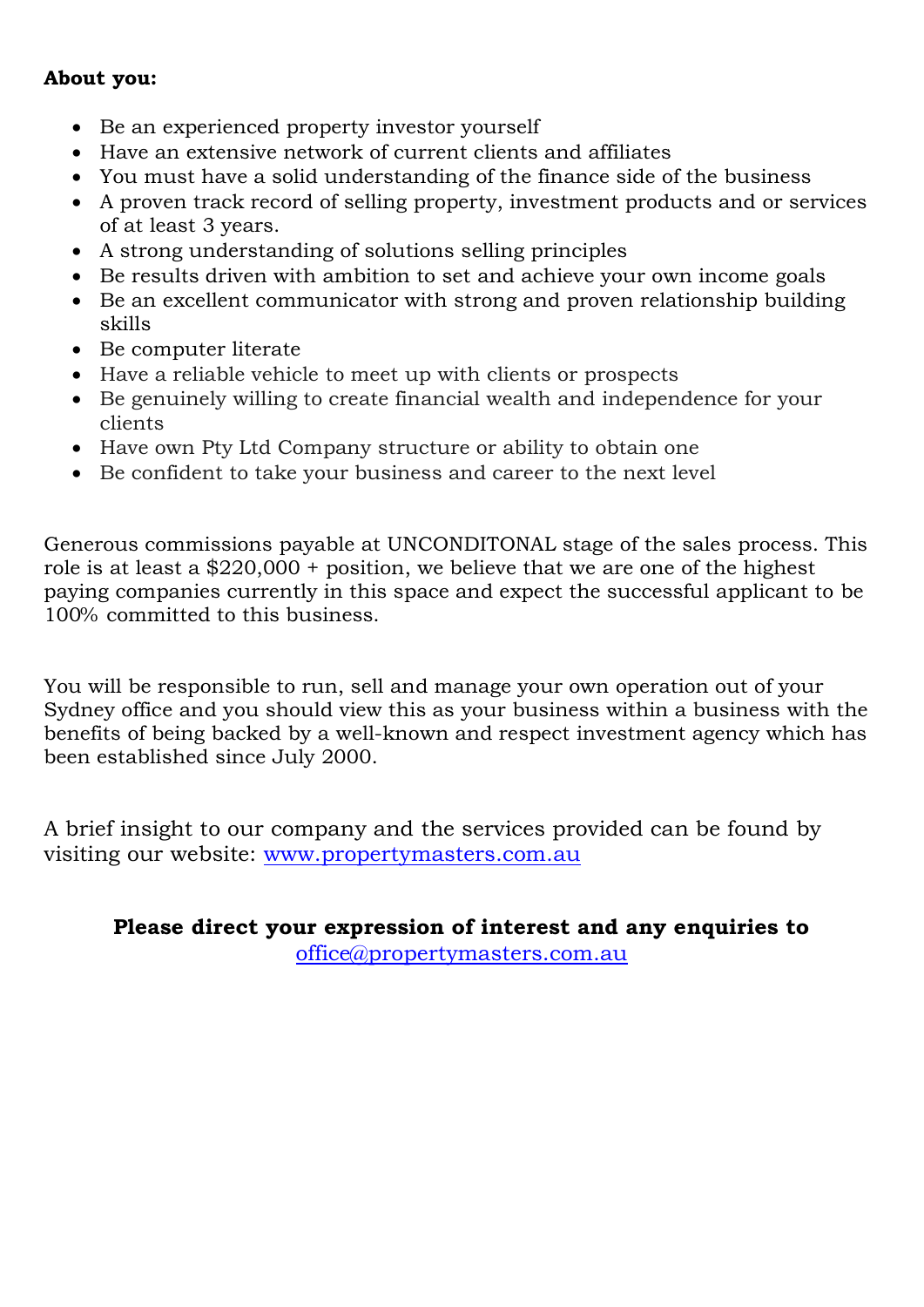**About you:**

- Be an experienced property investor yourself
- Have an extensive network of current clients and affiliates
- You must have a solid understanding of the finance side of the business
- A proven track record of selling property, investment products and or services of at least 3 years.
- A strong understanding of solutions selling principles
- Be results driven with ambition to set and achieve your own income goals
- Be an excellent communicator with strong and proven relationship building skills
- Be computer literate
- Have a reliable vehicle to meet up with clients or prospects
- Be genuinely willing to create financial wealth and independence for your clients
- Have own Pty Ltd Company structure or ability to obtain one
- Be confident to take your business and career to the next level

Generous commissions payable at UNCONDITONAL stage of the sales process. This role is at least a $220,000 + position, we believe that we are one of the highest paying companies currently in this space and expect the successful applicant to be 100% committed to this business.

You will be responsible to run, sell and manage your own operation out of your Sydney office and you should view this as your business within a business with the benefits of being backed by a well-known and respect investment agency which has been established since July 2000.

A brief insight to our company and the services provided can be found by visiting our website: [www.propertymasters.com.au](http://www.propertymasters.com.au)

**Please direct your expression of interest and any enquiries to**
[office@propertymasters.com.au](mailto:office@propertymasters.com.au)